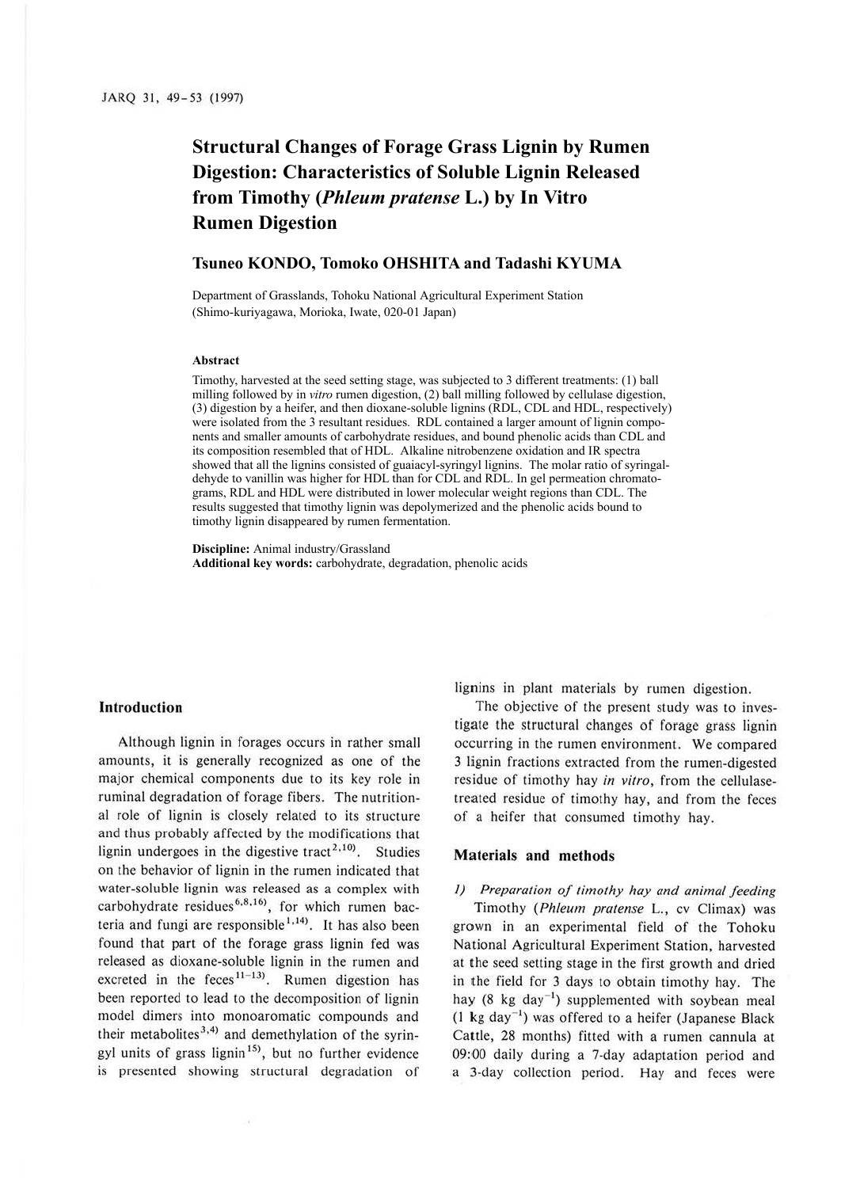# Structural Changes of Forage Grass Lignin by Rumen Digestion: Characteristics of Soluble Lignin Released from Timothy (*Phleum pratense* L.) by In Vitro Rumen Digestion

**Tsuneo KONDO, Tomoko OHSHITA and Tadashi KYUMA**

Department of Grasslands, Tohoku National Agricultural Experiment Station (Shimo-kuriyagawa, Morioka, Iwate, 020-01 Japan)

### Abstract

Timothy, harvested at the seed setting stage, was subjected to 3 different treatments: (1) ball milling followed by in *vitro* rumen digestion, (2) ball milling followed by cellulase digestion, (3) digestion by a heifer, and then dioxane-soluble lignins (RDL, CDL and HDL, respectively) were isolated from the 3 resultant residues. RDL contained a larger amount of lignin components and smaller amounts of carbohydrate residues, and bound phenolic acids than CDL and its composition resembled that of HDL. Alkaline nitrobenzene oxidation and IR spectra showed that all the lignins consisted of guaiacyl-syringyl lignins. The molar ratio of syringaldehyde to vanillin was higher for HDL than for CDL and RDL. In gel permeation chromatograms, RDL and HDL were distributed in lower molecular weight regions than CDL. The results suggested that timothy lignin was depolymerized and the phenolic acids bound to timothy lignin disappeared by rumen fermentation.

**Discipline:** Animal industry/Grassland
**Additional key words:** carbohydrate, degradation, phenolic acids

## Introduction

Although lignin in forages occurs in rather small amounts, it is generally recognized as one of the major chemical components due to its key role in ruminal degradation of forage fibers. The nutritional role of lignin is closely related to its structure and thus probably affected by the modifications that lignin undergoes in the digestive tract[2,10]. Studies on the behavior of lignin in the rumen indicated that water-soluble lignin was released as a complex with carbohydrate residues[6,8,16], for which rumen bacteria and fungi are responsible[1,14]. It has also been found that part of the forage grass lignin fed was released as dioxane-soluble lignin in the rumen and excreted in the feces[11-13]. Rumen digestion has been reported to lead to the decomposition of lignin model dimers into monoaromatic compounds and their metabolites[3,4] and demethylation of the syringyl units of grass lignin[15], but no further evidence is presented showing structural degradation of lignins in plant materials by rumen digestion.

The objective of the present study was to investigate the structural changes of forage grass lignin occurring in the rumen environment. We compared 3 lignin fractions extracted from the rumen-digested residue of timothy hay *in vitro*, from the cellulase-treated residue of timothy hay, and from the feces of a heifer that consumed timothy hay.

## Materials and methods

### 1) *Preparation of timothy hay and animal feeding*

Timothy (*Phleum pratense* L., cv Climax) was grown in an experimental field of the Tohoku National Agricultural Experiment Station, harvested at the seed setting stage in the first growth and dried in the field for 3 days to obtain timothy hay. The hay (8 kg day$^{-1}$) supplemented with soybean meal (1 kg day$^{-1}$) was offered to a heifer (Japanese Black Cattle, 28 months) fitted with a rumen cannula at 09:00 daily during a 7-day adaptation period and a 3-day collection period. Hay and feces were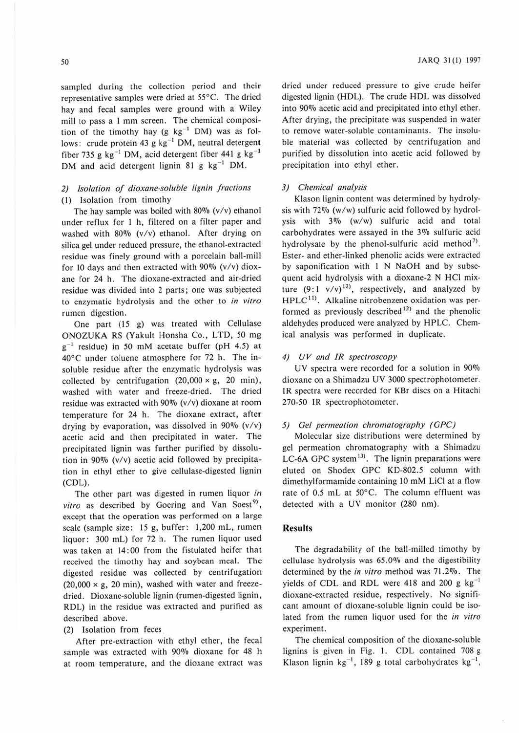sampled during the collection period and their representative samples were dried at 55°C. The dried hay and fecal samples were ground with a Wiley mill to pass a 1 mm screen. The chemical composition of the timothy hay (g $kg^{-1}$ DM) was as follows: crude protein 43 g $kg^{-1}$ DM, neutral detergent fiber 735 g $kg^{-1}$ DM, acid detergent fiber 441 g $kg^{-1}$ DM and acid detergent lignin 81 g $kg^{-1}$ DM.

### 2) *Isolation of dioxane-soluble lignin fractions*

(1) Isolation from timothy

The hay sample was boiled with 80% (v/v) ethanol under reflux for 1 h, filtered on a filter paper and washed with 80% (v/v) ethanol. After drying on silica gel under reduced pressure, the ethanol-extracted residue was finely ground with a porcelain ball-mill for 10 days and then extracted with 90% (v/v) dioxane for 24 h. The dioxane-extracted and air-dried residue was divided into 2 parts; one was subjected to enzymatic hydrolysis and the other to *in vitro* rumen digestion.

One part (15 g) was treated with Cellulase ONOZUKA RS (Yakult Honsha Co., LTD, 50 mg $g^{-1}$ residue) in 50 mM acetate buffer (pH 4.5) at 40°C under toluene atmosphere for 72 h. The insoluble residue after the enzymatic hydrolysis was collected by centrifugation (20,000 × g, 20 min), washed with water and freeze-dried. The dried residue was extracted with 90% (v/v) dioxane at room temperature for 24 h. The dioxane extract, after drying by evaporation, was dissolved in 90% (v/v) acetic acid and then precipitated in water. The precipitated lignin was further purified by dissolution in 90% (v/v) acetic acid followed by precipitation in ethyl ether to give cellulase-digested lignin (CDL).

The other part was digested in rumen liquor *in vitro* as described by Goering and Van Soest[9], except that the operation was performed on a large scale (sample size: 15 g, buffer: 1,200 mL, rumen liquor: 300 mL) for 72 h. The rumen liquor used was taken at 14:00 from the fistulated heifer that received the timothy hay and soybean meal. The digested residue was collected by centrifugation (20,000 × g, 20 min), washed with water and freeze-dried. Dioxane-soluble lignin (rumen-digested lignin, RDL) in the residue was extracted and purified as described above.

(2) Isolation from feces

After pre-extraction with ethyl ether, the fecal sample was extracted with 90% dioxane for 48 h at room temperature, and the dioxane extract was dried under reduced pressure to give crude heifer digested lignin (HDL). The crude HDL was dissolved into 90% acetic acid and precipitated into ethyl ether. After drying, the precipitate was suspended in water to remove water-soluble contaminants. The insoluble material was collected by centrifugation and purified by dissolution into acetic acid followed by precipitation into ethyl ether.

### 3) *Chemical analysis*

Klason lignin content was determined by hydrolysis with 72% (w/w) sulfuric acid followed by hydrolysis with 3% (w/w) sulfuric acid and total carbohydrates were assayed in the 3% sulfuric acid hydrolysate by the phenol-sulfuric acid method[7]. Ester- and ether-linked phenolic acids were extracted by saponification with 1 N NaOH and by subsequent acid hydrolysis with a dioxane-2 N HCl mixture (9:1 v/v)[12], respectively, and analyzed by HPLC[11]. Alkaline nitrobenzene oxidation was performed as previously described[12] and the phenolic aldehydes produced were analyzed by HPLC. Chemical analysis was performed in duplicate.

### 4) *UV and IR spectroscopy*

UV spectra were recorded for a solution in 90% dioxane on a Shimadzu UV 3000 spectrophotometer. IR spectra were recorded for KBr discs on a Hitachi 270-50 IR spectrophotometer.

### 5) *Gel permeation chromatography (GPC)*

Molecular size distributions were determined by gel permeation chromatography with a Shimadzu LC-6A GPC system[13]. The lignin preparations were eluted on Shodex GPC KD-802.5 column with dimethylformamide containing 10 mM LiCl at a flow rate of 0.5 mL at 50°C. The column effluent was detected with a UV monitor (280 nm).

## Results

The degradability of the ball-milled timothy by cellulase hydrolysis was 65.0% and the digestibility determined by the *in vitro* method was 71.2%. The yields of CDL and RDL were 418 and 200 g $kg^{-1}$ dioxane-extracted residue, respectively. No significant amount of dioxane-soluble lignin could be isolated from the rumen liquor used for the *in vitro* experiment.

The chemical composition of the dioxane-soluble lignins is given in Fig. 1. CDL contained 708 g Klason lignin $kg^{-1}$, 189 g total carbohydrates $kg^{-1}$,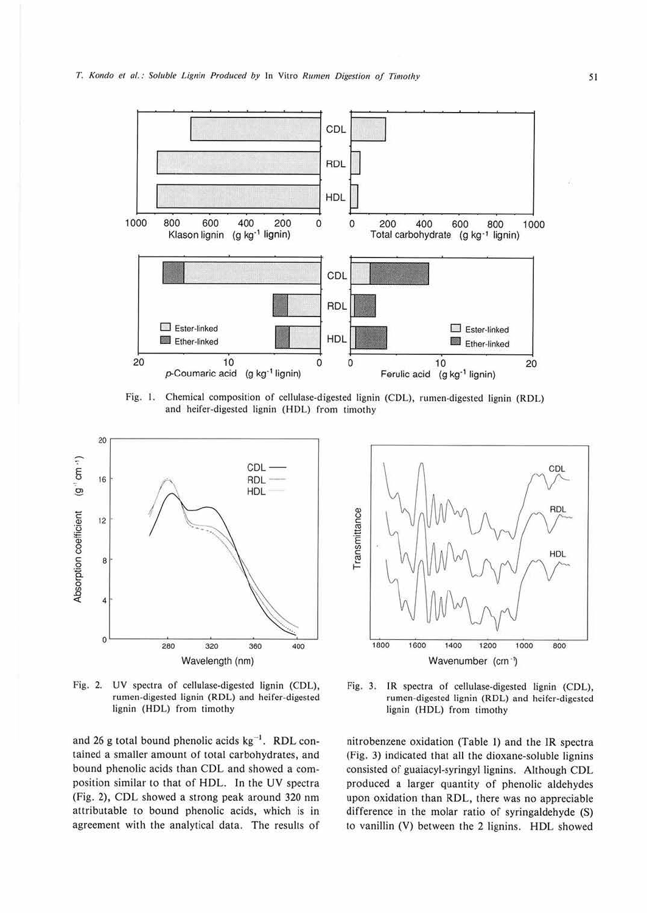Fig. 1. Chemical composition of cellulase-digested lignin (CDL), rumen-digested lignin (RDL) and heifer-digested lignin (HDL) from timothy

Fig. 2. UV spectra of cellulase-digested lignin (CDL), rumen-digested lignin (RDL) and heifer-digested lignin (HDL) from timothy

Fig. 3. IR spectra of cellulase-digested lignin (CDL), rumen-digested lignin (RDL) and heifer-digested lignin (HDL) from timothy

and 26 g total bound phenolic acids $kg^{-1}$. RDL contained a smaller amount of total carbohydrates, and bound phenolic acids than CDL and showed a composition similar to that of HDL. In the UV spectra (Fig. 2), CDL showed a strong peak around 320 nm attributable to bound phenolic acids, which is in agreement with the analytical data. The results of nitrobenzene oxidation (Table 1) and the IR spectra (Fig. 3) indicated that all the dioxane-soluble lignins consisted of guaiacyl-syringyl lignins. Although CDL produced a larger quantity of phenolic aldehydes upon oxidation than RDL, there was no appreciable difference in the molar ratio of syringaldehyde (S) to vanillin (V) between the 2 lignins. HDL showed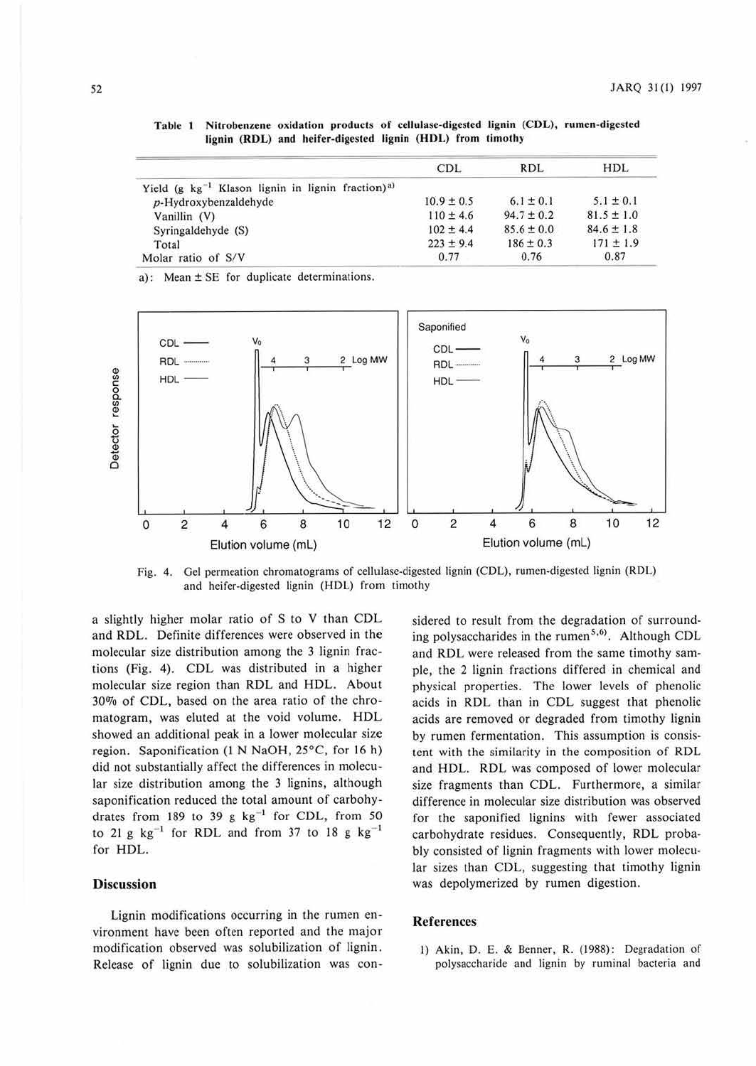**Table 1** Nitrobenzene oxidation products of cellulase-digested lignin (CDL), rumen-digested lignin (RDL) and heifer-digested lignin (HDL) from timothy

| | CDL | RDL | HDL |
|---|---|---|---|
| Yield (g $kg^{-1}$ Klason lignin in lignin fraction)[a] | | | |
| *p*-Hydroxybenzaldehyde | 10.9 ± 0.5 | 6.1 ± 0.1 | 5.1 ± 0.1 |
| Vanillin (V) | 110 ± 4.6 | 94.7 ± 0.2 | 81.5 ± 1.0 |
| Syringaldehyde (S) | 102 ± 4.4 | 85.6 ± 0.0 | 84.6 ± 1.8 |
| Total | 223 ± 9.4 | 186 ± 0.3 | 171 ± 1.9 |
| Molar ratio of S/V | 0.77 | 0.76 | 0.87 |

a): Mean ± SE for duplicate determinations.

Fig. 4. Gel permeation chromatograms of cellulase-digested lignin (CDL), rumen-digested lignin (RDL) and heifer-digested lignin (HDL) from timothy

a slightly higher molar ratio of S to V than CDL and RDL. Definite differences were observed in the molecular size distribution among the 3 lignin fractions (Fig. 4). CDL was distributed in a higher molecular size region than RDL and HDL. About 30% of CDL, based on the area ratio of the chromatogram, was eluted at the void volume. HDL showed an additional peak in a lower molecular size region. Saponification (1 N NaOH, 25°C, for 16 h) did not substantially affect the differences in molecular size distribution among the 3 lignins, although saponification reduced the total amount of carbohydrates from 189 to 39 g $kg^{-1}$ for CDL, from 50 to 21 g $kg^{-1}$ for RDL and from 37 to 18 g $kg^{-1}$ for HDL.

## Discussion

Lignin modifications occurring in the rumen environment have been often reported and the major modification observed was solubilization of lignin. Release of lignin due to solubilization was considered to result from the degradation of surrounding polysaccharides in the rumen[5,6]. Although CDL and RDL were released from the same timothy sample, the 2 lignin fractions differed in chemical and physical properties. The lower levels of phenolic acids in RDL than in CDL suggest that phenolic acids are removed or degraded from timothy lignin by rumen fermentation. This assumption is consistent with the similarity in the composition of RDL and HDL. RDL was composed of lower molecular size fragments than CDL. Furthermore, a similar difference in molecular size distribution was observed for the saponified lignins with fewer associated carbohydrate residues. Consequently, RDL probably consisted of lignin fragments with lower molecular sizes than CDL, suggesting that timothy lignin was depolymerized by rumen digestion.

## References

1) Akin, D. E. & Benner, R. (1988): Degradation of polysaccharide and lignin by ruminal bacteria and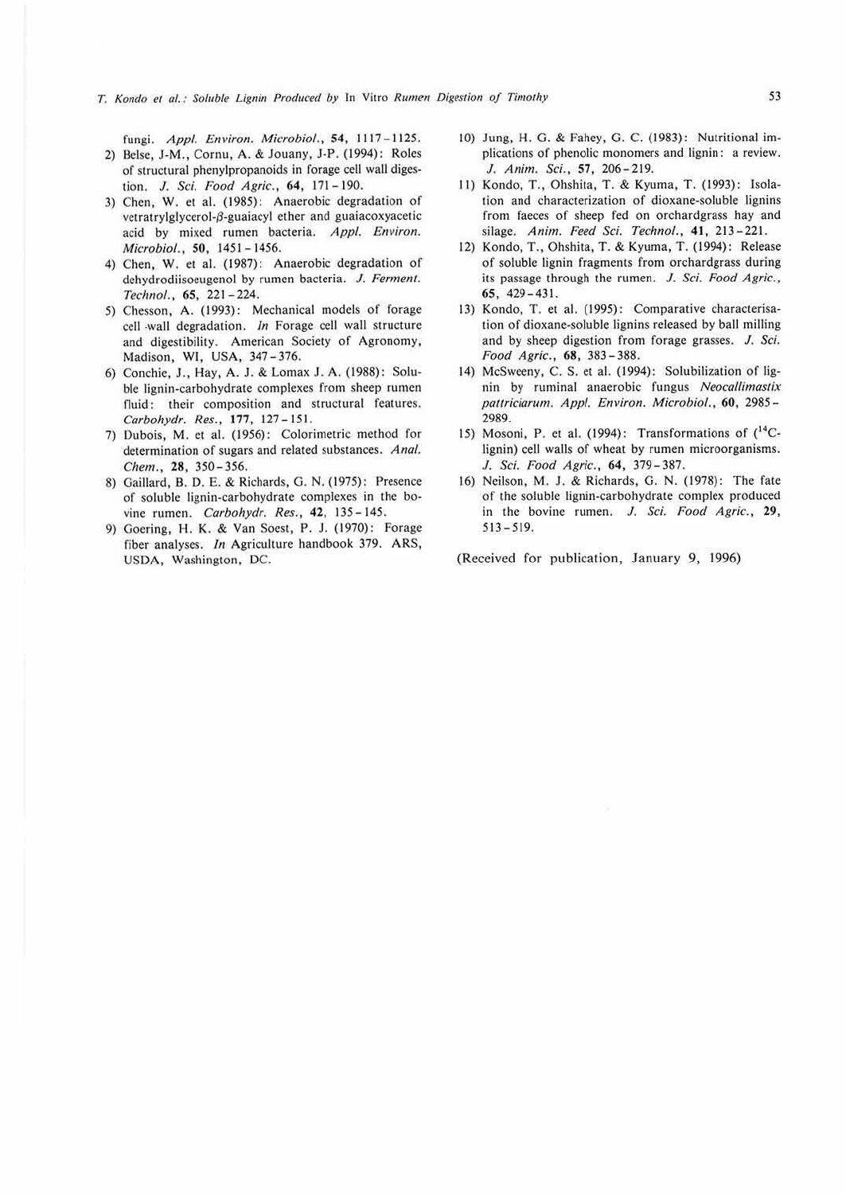fungi. *Appl. Environ. Microbiol.*, **54**, 1117–1125.

2) Belse, J-M., Cornu, A. & Jouany, J-P. (1994): Roles of structural phenylpropanoids in forage cell wall digestion. *J. Sci. Food Agric.*, **64**, 171–190.

3) Chen, W. et al. (1985): Anaerobic degradation of vetratrylglycerol-β-guaiacyl ether and guaiacoxyacetic acid by mixed rumen bacteria. *Appl. Environ. Microbiol.*, **50**, 1451–1456.

4) Chen, W. et al. (1987): Anaerobic degradation of dehydrodiisoeugenol by rumen bacteria. *J. Ferment. Technol.*, **65**, 221–224.

5) Chesson, A. (1993): Mechanical models of forage cell wall degradation. *In* Forage cell wall structure and digestibility. American Society of Agronomy, Madison, WI, USA, 347–376.

6) Conchie, J., Hay, A. J. & Lomax J. A. (1988): Soluble lignin-carbohydrate complexes from sheep rumen fluid: their composition and structural features. *Carbohydr. Res.*, **177**, 127–151.

7) Dubois, M. et al. (1956): Colorimetric method for determination of sugars and related substances. *Anal. Chem.*, **28**, 350–356.

8) Gaillard, B. D. E. & Richards, G. N. (1975): Presence of soluble lignin-carbohydrate complexes in the bovine rumen. *Carbohydr. Res.*, **42**, 135–145.

9) Goering, H. K. & Van Soest, P. J. (1970): Forage fiber analyses. *In* Agriculture handbook 379. ARS, USDA, Washington, DC.

10) Jung, H. G. & Fahey, G. C. (1983): Nutritional implications of phenolic monomers and lignin: a review. *J. Anim. Sci.*, **57**, 206–219.

11) Kondo, T., Ohshita, T. & Kyuma, T. (1993): Isolation and characterization of dioxane-soluble lignins from faeces of sheep fed on orchardgrass hay and silage. *Anim. Feed Sci. Technol.*, **41**, 213–221.

12) Kondo, T., Ohshita, T. & Kyuma, T. (1994): Release of soluble lignin fragments from orchardgrass during its passage through the rumen. *J. Sci. Food Agric.*, **65**, 429–431.

13) Kondo, T. et al. (1995): Comparative characterisation of dioxane-soluble lignins released by ball milling and by sheep digestion from forage grasses. *J. Sci. Food Agric.*, **68**, 383–388.

14) McSweeny, C. S. et al. (1994): Solubilization of lignin by ruminal anaerobic fungus *Neocallimastix pattriciarum*. *Appl. Environ. Microbiol.*, **60**, 2985–2989.

15) Mosoni, P. et al. (1994): Transformations of ($^{14}$C-lignin) cell walls of wheat by rumen microorganisms. *J. Sci. Food Agric.*, **64**, 379–387.

16) Neilson, M. J. & Richards, G. N. (1978): The fate of the soluble lignin-carbohydrate complex produced in the bovine rumen. *J. Sci. Food Agric.*, **29**, 513–519.

(Received for publication, January 9, 1996)